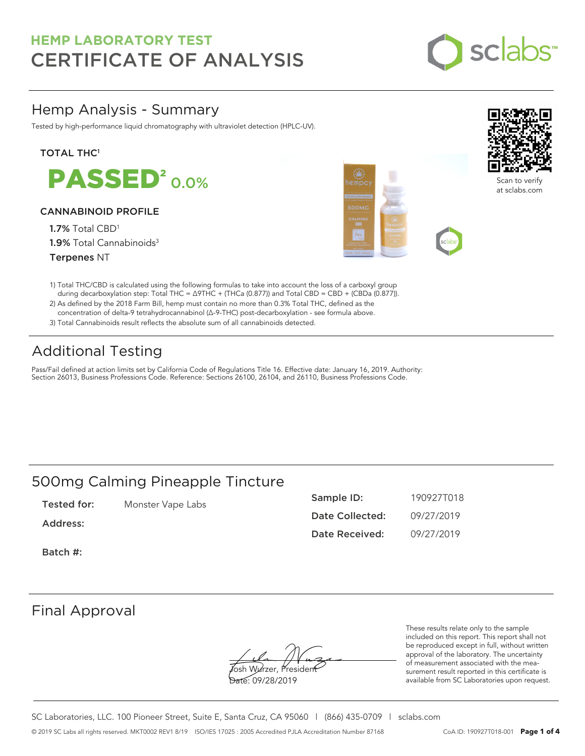# HEMP LABORATORY TEST
# CERTIFICATE OF ANALYSIS

## Hemp Analysis - Summary

Tested by high-performance liquid chromatography with ultraviolet detection (HPLC-UV).

**TOTAL THC[1]**

**PASSED[2]** 0.0%

**CANNABINOID PROFILE**

**1.7%** Total CBD[1]

**1.9%** Total Cannabinoids[3]

**Terpenes** NT

Scan to verify at sclabs.com

1) Total THC/CBD is calculated using the following formulas to take into account the loss of a carboxyl group during decarboxylation step: Total THC = Δ9THC + (THCa (0.877)) and Total CBD = CBD + (CBDa (0.877)).
2) As defined by the 2018 Farm Bill, hemp must contain no more than 0.3% Total THC, defined as the concentration of delta-9 tetrahydrocannabinol (Δ-9-THC) post-decarboxylation - see formula above.
3) Total Cannabinoids result reflects the absolute sum of all cannabinoids detected.

## Additional Testing

Pass/Fail defined at action limits set by California Code of Regulations Title 16. Effective date: January 16, 2019. Authority: Section 26013, Business Professions Code. Reference: Sections 26100, 26104, and 26110, Business Professions Code.

## 500mg Calming Pineapple Tincture

**Tested for:** Monster Vape Labs

**Address:**

**Batch #:**

**Sample ID:** 190927T018

**Date Collected:** 09/27/2019

**Date Received:** 09/27/2019

## Final Approval

Josh Wurzer, President

Date: 09/28/2019

These results relate only to the sample included on this report. This report shall not be reproduced except in full, without written approval of the laboratory. The uncertainty of measurement associated with the measurement result reported in this certificate is available from SC Laboratories upon request.

SC Laboratories, LLC. 100 Pioneer Street, Suite E, Santa Cruz, CA 95060 | (866) 435-0709 | sclabs.com

© 2019 SC Labs all rights reserved. MKT0002 REV1 8/19 ISO/IES 17025 : 2005 Accredited PJLA Accreditation Number 87168 CoA ID: 190927T018-001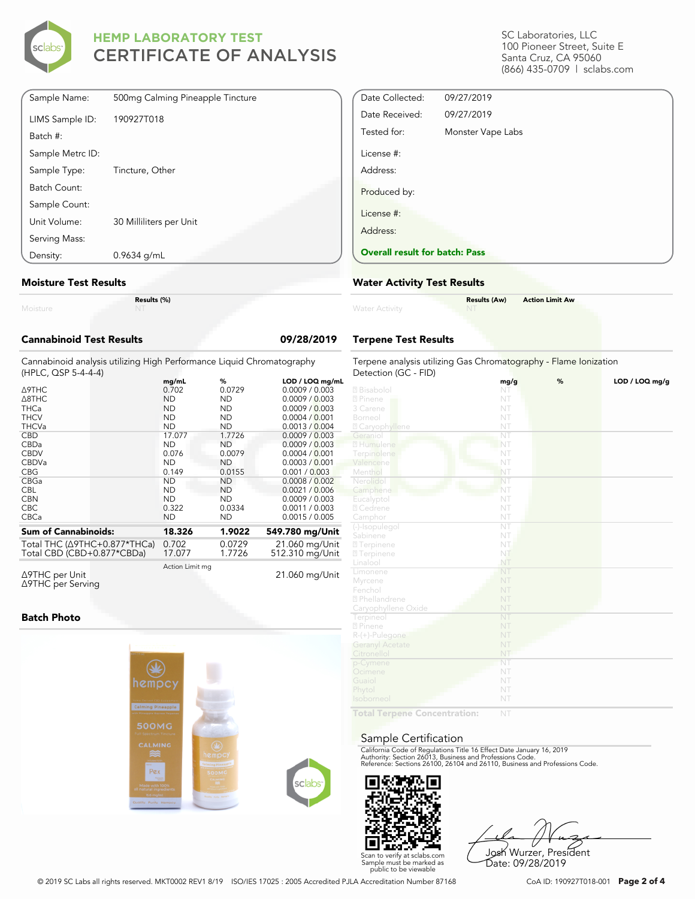# HEMP LABORATORY TEST
# CERTIFICATE OF ANALYSIS

SC Laboratories, LLC
100 Pioneer Street, Suite E
Santa Cruz, CA 95060
(866) 435-0709 | sclabs.com

| | |
|---|---|
| Sample Name: | 500mg Calming Pineapple Tincture |
| LIMS Sample ID: | 190927T018 |
| Batch #: | |
| Sample Metrc ID: | |
| Sample Type: | Tincture, Other |
| Batch Count: | |
| Sample Count: | |
| Unit Volume: | 30 Milliliters per Unit |
| Serving Mass: | |
| Density: | 0.9634 g/mL |

| | |
|---|---|
| Date Collected: | 09/27/2019 |
| Date Received: | 09/27/2019 |
| Tested for: | Monster Vape Labs |
| License #: | |
| Address: | |
| Produced by: | |
| License #: | |
| Address: | |

**Overall result for batch: Pass**

## Moisture Test Results

| | Results (%) |
|---|---|
| Moisture | NT |

## Water Activity Test Results

| | Results (Aw) | Action Limit Aw |
|---|---|---|
| Water Activity | NT | |

## Cannabinoid Test Results 09/28/2019

Cannabinoid analysis utilizing High Performance Liquid Chromatography (HPLC, QSP 5-4-4-4)

| | mg/mL | % | LOD / LOQ mg/mL |
|---|---|---|---|
| Δ9THC | 0.702 | 0.0729 | 0.0009 / 0.003 |
| Δ8THC | ND | ND | 0.0009 / 0.003 |
| THCa | ND | ND | 0.0009 / 0.003 |
| THCV | ND | ND | 0.0004 / 0.001 |
| THCVa | ND | ND | 0.0013 / 0.004 |
| CBD | 17.077 | 1.7726 | 0.0009 / 0.003 |
| CBDa | ND | ND | 0.0009 / 0.003 |
| CBDV | 0.076 | 0.0079 | 0.0004 / 0.001 |
| CBDVa | ND | ND | 0.0003 / 0.001 |
| CBG | 0.149 | 0.0155 | 0.001 / 0.003 |
| CBGa | ND | ND | 0.0008 / 0.002 |
| CBL | ND | ND | 0.0021 / 0.006 |
| CBN | ND | ND | 0.0009 / 0.003 |
| CBC | 0.322 | 0.0334 | 0.0011 / 0.003 |
| CBCa | ND | ND | 0.0015 / 0.005 |
| **Sum of Cannabinoids:** | **18.326** | **1.9022** | **549.780 mg/Unit** |
| Total THC (Δ9THC+0.877*THCa) | 0.702 | 0.0729 | 21.060 mg/Unit |
| Total CBD (CBD+0.877*CBDa) | 17.077 | 1.7726 | 512.310 mg/Unit |

| | Action Limit mg | |
|---|---|---|
| Δ9THC per Unit | | 21.060 mg/Unit |
| Δ9THC per Serving | | |

## Terpene Test Results

Terpene analysis utilizing Gas Chromatography - Flame Ionization Detection (GC - FID)

| | mg/g | % | LOD / LOQ mg/g |
|---|---|---|---|
| Bisabolol | NT | | |
| Pinene | NT | | |
| 3 Carene | NT | | |
| Borneol | NT | | |
| Caryophyllene | NT | | |
| Geraniol | NT | | |
| Humulene | NT | | |
| Terpinolene | NT | | |
| Valencene | NT | | |
| Menthol | NT | | |
| Nerolidol | NT | | |
| Camphene | NT | | |
| Eucalyptol | NT | | |
| Cedrene | NT | | |
| Camphor | NT | | |
| (-)-Isopulegol | NT | | |
| Sabinene | NT | | |
| Terpinene | NT | | |
| Terpinene | NT | | |
| Linalool | NT | | |
| Limonene | NT | | |
| Myrcene | NT | | |
| Fenchol | NT | | |
| Phellandrene | NT | | |
| Caryophyllene Oxide | NT | | |
| Terpineol | NT | | |
| Pinene | NT | | |
| R-(+)-Pulegone | NT | | |
| Geranyl Acetate | NT | | |
| Citronellol | NT | | |
| p-Cymene | NT | | |
| Ocimene | NT | | |
| Guaiol | NT | | |
| Phytol | NT | | |
| Isoborneol | NT | | |
| **Total Terpene Concentration:** | NT | | |

## Batch Photo

## Sample Certification

California Code of Regulations Title 16 Effect Date January 16, 2019
Authority: Section 26013, Business and Professions Code.
Reference: Sections 26100, 26104 and 26110, Business and Professions Code.

Scan to verify at sclabs.com
Sample must be marked as public to be viewable

Josh Wurzer, President
Date: 09/28/2019

© 2019 SC Labs all rights reserved. MKT0002 REV1 8/19 ISO/IES 17025 : 2005 Accredited PJLA Accreditation Number 87168

CoA ID: 190927T018-001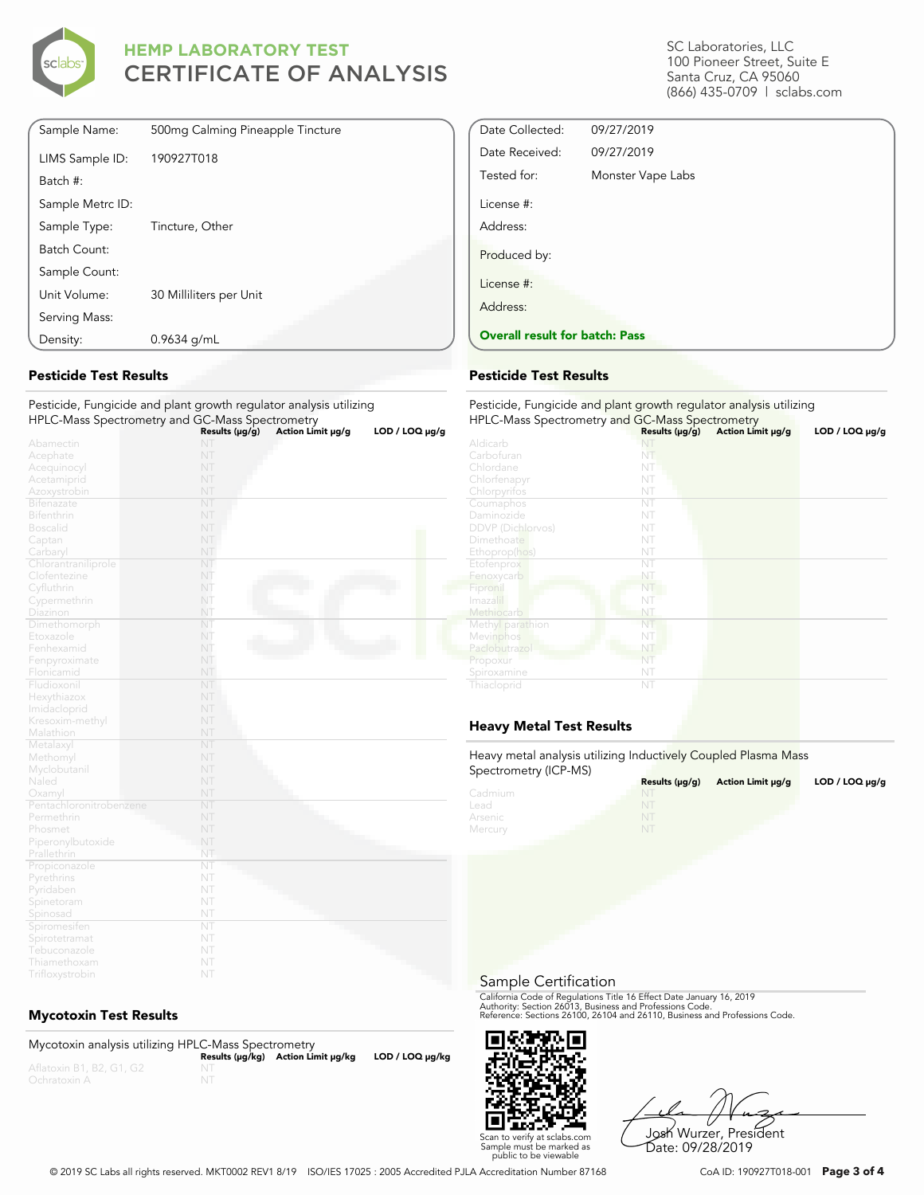# HEMP LABORATORY TEST
## CERTIFICATE OF ANALYSIS

SC Laboratories, LLC
100 Pioneer Street, Suite E
Santa Cruz, CA 95060
(866) 435-0709 | sclabs.com

| | |
|---|---|
| Sample Name: | 500mg Calming Pineapple Tincture |
| LIMS Sample ID: | 190927T018 |
| Batch #: | |
| Sample Metrc ID: | |
| Sample Type: | Tincture, Other |
| Batch Count: | |
| Sample Count: | |
| Unit Volume: | 30 Milliliters per Unit |
| Serving Mass: | |
| Density: | 0.9634 g/mL |

| | |
|---|---|
| Date Collected: | 09/27/2019 |
| Date Received: | 09/27/2019 |
| Tested for: | Monster Vape Labs |
| License #: | |
| Address: | |
| Produced by: | |
| License #: | |
| Address: | |

**Overall result for batch: Pass**

### Pesticide Test Results

Pesticide, Fungicide and plant growth regulator analysis utilizing HPLC-Mass Spectrometry and GC-Mass Spectrometry

| | Results (μg/g) | Action Limit μg/g | LOD / LOQ μg/g |
|---|---|---|---|
| Abamectin | NT | | |
| Acephate | NT | | |
| Acequinocyl | NT | | |
| Acetamiprid | NT | | |
| Azoxystrobin | NT | | |
| Bifenazate | NT | | |
| Bifenthrin | NT | | |
| Boscalid | NT | | |
| Captan | NT | | |
| Carbaryl | NT | | |
| Chlorantraniliprole | NT | | |
| Clofentezine | NT | | |
| Cyfluthrin | NT | | |
| Cypermethrin | NT | | |
| Diazinon | NT | | |
| Dimethomorph | NT | | |
| Etoxazole | NT | | |
| Fenhexamid | NT | | |
| Fenpyroximate | NT | | |
| Flonicamid | NT | | |
| Fludioxonil | NT | | |
| Hexythiazox | NT | | |
| Imidacloprid | NT | | |
| Kresoxim-methyl | NT | | |
| Malathion | NT | | |
| Metalaxyl | NT | | |
| Methomyl | NT | | |
| Myclobutanil | NT | | |
| Naled | NT | | |
| Oxamyl | NT | | |
| Pentachloronitrobenzene | NT | | |
| Permethrin | NT | | |
| Phosmet | NT | | |
| Piperonylbutoxide | NT | | |
| Prallethrin | NT | | |
| Propiconazole | NT | | |
| Pyrethrins | NT | | |
| Pyridaben | NT | | |
| Spinetoram | NT | | |
| Spinosad | NT | | |
| Spiromesifen | NT | | |
| Spirotetramat | NT | | |
| Tebuconazole | NT | | |
| Thiamethoxam | NT | | |
| Trifloxystrobin | NT | | |

### Pesticide Test Results

Pesticide, Fungicide and plant growth regulator analysis utilizing HPLC-Mass Spectrometry and GC-Mass Spectrometry

| | Results (μg/g) | Action Limit μg/g | LOD / LOQ μg/g |
|---|---|---|---|
| Aldicarb | NT | | |
| Carbofuran | NT | | |
| Chlordane | NT | | |
| Chlorfenapyr | NT | | |
| Chlorpyrifos | NT | | |
| Coumaphos | NT | | |
| Daminozide | NT | | |
| DDVP (Dichlorvos) | NT | | |
| Dimethoate | NT | | |
| Ethoprop(hos) | NT | | |
| Etofenprox | NT | | |
| Fenoxycarb | NT | | |
| Fipronil | NT | | |
| Imazalil | NT | | |
| Methiocarb | NT | | |
| Methyl parathion | NT | | |
| Mevinphos | NT | | |
| Paclobutrazol | NT | | |
| Propoxur | NT | | |
| Spiroxamine | NT | | |
| Thiacloprid | NT | | |

### Heavy Metal Test Results

Heavy metal analysis utilizing Inductively Coupled Plasma Mass Spectrometry (ICP-MS)

| | Results (μg/g) | Action Limit μg/g | LOD / LOQ μg/g |
|---|---|---|---|
| Cadmium | NT | | |
| Lead | NT | | |
| Arsenic | NT | | |
| Mercury | NT | | |

### Mycotoxin Test Results

Mycotoxin analysis utilizing HPLC-Mass Spectrometry

| | Results (μg/kg) | Action Limit μg/kg | LOD / LOQ μg/kg |
|---|---|---|---|
| Aflatoxin B1, B2, G1, G2 | NT | | |
| Ochratoxin A | NT | | |

### Sample Certification

California Code of Regulations Title 16 Effect Date January 16, 2019
Authority: Section 26013, Business and Professions Code.
Reference: Sections 26100, 26104 and 26110, Business and Professions Code.

Scan to verify at sclabs.com
Sample must be marked as public to be viewable

Josh Wurzer, President
Date: 09/28/2019

© 2019 SC Labs all rights reserved. MKT0002 REV1 8/19 ISO/IES 17025 : 2005 Accredited PJLA Accreditation Number 87168

CoA ID: 190927T018-001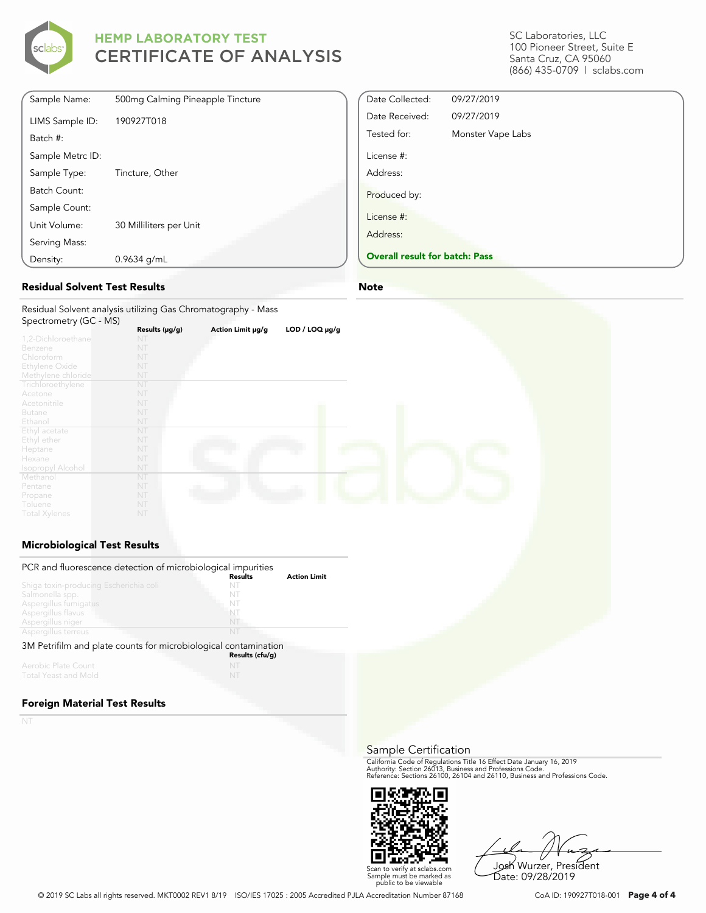# HEMP LABORATORY TEST
# CERTIFICATE OF ANALYSIS

SC Laboratories, LLC
100 Pioneer Street, Suite E
Santa Cruz, CA 95060
(866) 435-0709 | sclabs.com

| | |
|---|---|
| Sample Name: | 500mg Calming Pineapple Tincture |
| LIMS Sample ID: | 190927T018 |
| Batch #: | |
| Sample Metrc ID: | |
| Sample Type: | Tincture, Other |
| Batch Count: | |
| Sample Count: | |
| Unit Volume: | 30 Milliliters per Unit |
| Serving Mass: | |
| Density: | 0.9634 g/mL |

| | |
|---|---|
| Date Collected: | 09/27/2019 |
| Date Received: | 09/27/2019 |
| Tested for: | Monster Vape Labs |
| License #: | |
| Address: | |
| Produced by: | |
| License #: | |
| Address: | |

**Overall result for batch: Pass**

## Residual Solvent Test Results

Residual Solvent analysis utilizing Gas Chromatography - Mass Spectrometry (GC - MS)

| | Results (µg/g) | Action Limit µg/g | LOD / LOQ µg/g |
|---|---|---|---|
| 1,2-Dichloroethane | NT | | |
| Benzene | NT | | |
| Chloroform | NT | | |
| Ethylene Oxide | NT | | |
| Methylene chloride | NT | | |
| Trichloroethylene | NT | | |
| Acetone | NT | | |
| Acetonitrile | NT | | |
| Butane | NT | | |
| Ethanol | NT | | |
| Ethyl acetate | NT | | |
| Ethyl ether | NT | | |
| Heptane | NT | | |
| Hexane | NT | | |
| Isopropyl Alcohol | NT | | |
| Methanol | NT | | |
| Pentane | NT | | |
| Propane | NT | | |
| Toluene | NT | | |
| Total Xylenes | NT | | |

## Note

## Microbiological Test Results

PCR and fluorescence detection of microbiological impurities

| | Results | Action Limit |
|---|---|---|
| Shiga toxin-producing Escherichia coli | NT | |
| Salmonella spp. | NT | |
| Aspergillus fumigatus | NT | |
| Aspergillus flavus | NT | |
| Aspergillus niger | NT | |
| Aspergillus terreus | NT | |

3M Petrifilm and plate counts for microbiological contamination

| | Results (cfu/g) |
|---|---|
| Aerobic Plate Count | NT |
| Total Yeast and Mold | NT |

## Foreign Material Test Results

NT

## Sample Certification

California Code of Regulations Title 16 Effect Date January 16, 2019
Authority: Section 26013, Business and Professions Code.
Reference: Sections 26100, 26104 and 26110, Business and Professions Code.

Scan to verify at sclabs.com
Sample must be marked as public to be viewable

Josh Wurzer, President
Date: 09/28/2019

© 2019 SC Labs all rights reserved. MKT0002 REV1 8/19 ISO/IES 17025 : 2005 Accredited PJLA Accreditation Number 87168

CoA ID: 190927T018-001